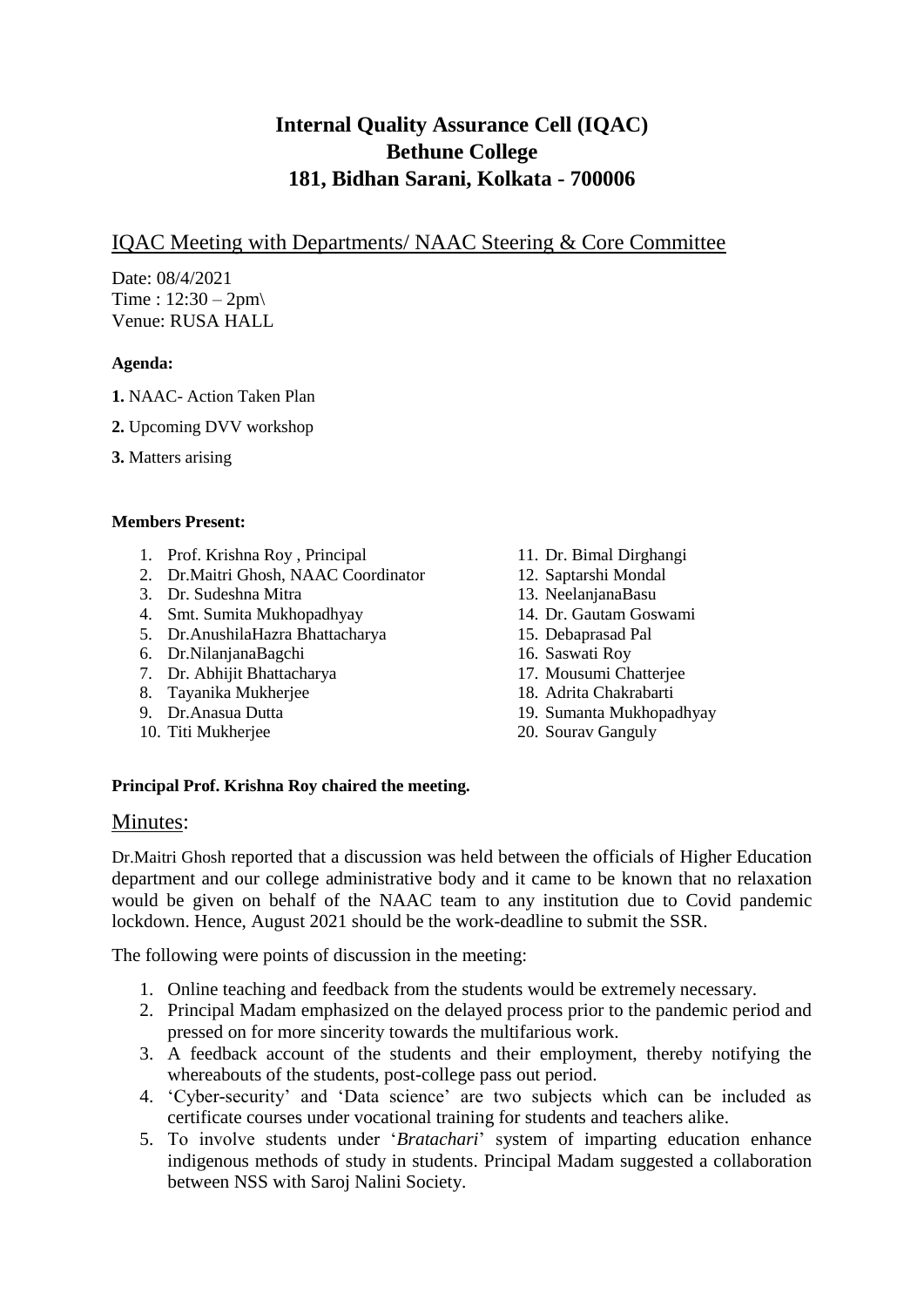# Internal Quality Assurance Cell (IQAC)
# Bethune College
# 181, Bidhan Sarani, Kolkata - 700006

## IQAC Meeting with Departments/ NAAC Steering & Core Committee

Date: 08/4/2021
Time : 12:30 – 2pm\
Venue: RUSA HALL

**Agenda:**

**1.** NAAC- Action Taken Plan

**2.** Upcoming DVV workshop

**3.** Matters arising

**Members Present:**

1. Prof. Krishna Roy , Principal
2. Dr.Maitri Ghosh, NAAC Coordinator
3. Dr. Sudeshna Mitra
4. Smt. Sumita Mukhopadhyay
5. Dr.AnushilaHazra Bhattacharya
6. Dr.NilanjanaBagchi
7. Dr. Abhijit Bhattacharya
8. Tayanika Mukherjee
9. Dr.Anasua Dutta
10. Titi Mukherjee
11. Dr. Bimal Dirghangi
12. Saptarshi Mondal
13. NeelanjanaBasu
14. Dr. Gautam Goswami
15. Debaprasad Pal
16. Saswati Roy
17. Mousumi Chatterjee
18. Adrita Chakrabarti
19. Sumanta Mukhopadhyay
20. Sourav Ganguly

**Principal Prof. Krishna Roy chaired the meeting.**

## Minutes:

Dr.Maitri Ghosh reported that a discussion was held between the officials of Higher Education department and our college administrative body and it came to be known that no relaxation would be given on behalf of the NAAC team to any institution due to Covid pandemic lockdown. Hence, August 2021 should be the work-deadline to submit the SSR.

The following were points of discussion in the meeting:

1. Online teaching and feedback from the students would be extremely necessary.
2. Principal Madam emphasized on the delayed process prior to the pandemic period and pressed on for more sincerity towards the multifarious work.
3. A feedback account of the students and their employment, thereby notifying the whereabouts of the students, post-college pass out period.
4. 'Cyber-security' and 'Data science' are two subjects which can be included as certificate courses under vocational training for students and teachers alike.
5. To involve students under '*Bratachari*' system of imparting education enhance indigenous methods of study in students. Principal Madam suggested a collaboration between NSS with Saroj Nalini Society.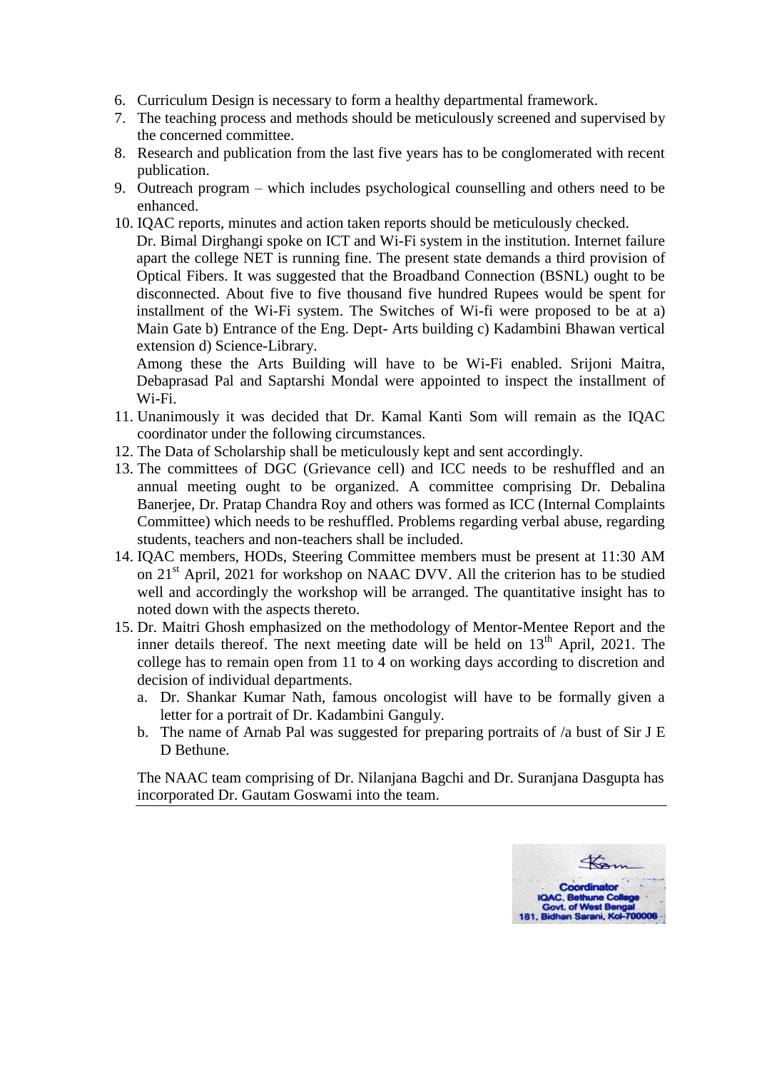6. Curriculum Design is necessary to form a healthy departmental framework.
7. The teaching process and methods should be meticulously screened and supervised by the concerned committee.
8. Research and publication from the last five years has to be conglomerated with recent publication.
9. Outreach program – which includes psychological counselling and others need to be enhanced.
10. IQAC reports, minutes and action taken reports should be meticulously checked.

    Dr. Bimal Dirghangi spoke on ICT and Wi-Fi system in the institution. Internet failure apart the college NET is running fine. The present state demands a third provision of Optical Fibers. It was suggested that the Broadband Connection (BSNL) ought to be disconnected. About five to five thousand five hundred Rupees would be spent for installment of the Wi-Fi system. The Switches of Wi-fi were proposed to be at a) Main Gate b) Entrance of the Eng. Dept- Arts building c) Kadambini Bhawan vertical extension d) Science-Library.

    Among these the Arts Building will have to be Wi-Fi enabled. Srijoni Maitra, Debaprasad Pal and Saptarshi Mondal were appointed to inspect the installment of Wi-Fi.
11. Unanimously it was decided that Dr. Kamal Kanti Som will remain as the IQAC coordinator under the following circumstances.
12. The Data of Scholarship shall be meticulously kept and sent accordingly.
13. The committees of DGC (Grievance cell) and ICC needs to be reshuffled and an annual meeting ought to be organized. A committee comprising Dr. Debalina Banerjee, Dr. Pratap Chandra Roy and others was formed as ICC (Internal Complaints Committee) which needs to be reshuffled. Problems regarding verbal abuse, regarding students, teachers and non-teachers shall be included.
14. IQAC members, HODs, Steering Committee members must be present at 11:30 AM on 21st April, 2021 for workshop on NAAC DVV. All the criterion has to be studied well and accordingly the workshop will be arranged. The quantitative insight has to noted down with the aspects thereto.
15. Dr. Maitri Ghosh emphasized on the methodology of Mentor-Mentee Report and the inner details thereof. The next meeting date will be held on 13th April, 2021. The college has to remain open from 11 to 4 on working days according to discretion and decision of individual departments.
    a. Dr. Shankar Kumar Nath, famous oncologist will have to be formally given a letter for a portrait of Dr. Kadambini Ganguly.
    b. The name of Arnab Pal was suggested for preparing portraits of /a bust of Sir J E D Bethune.

The NAAC team comprising of Dr. Nilanjana Bagchi and Dr. Suranjana Dasgupta has incorporated Dr. Gautam Goswami into the team.

Coordinator
IQAC, Bethune College
Govt. of West Bengal
181, Bidhan Sarani, Kol-700006